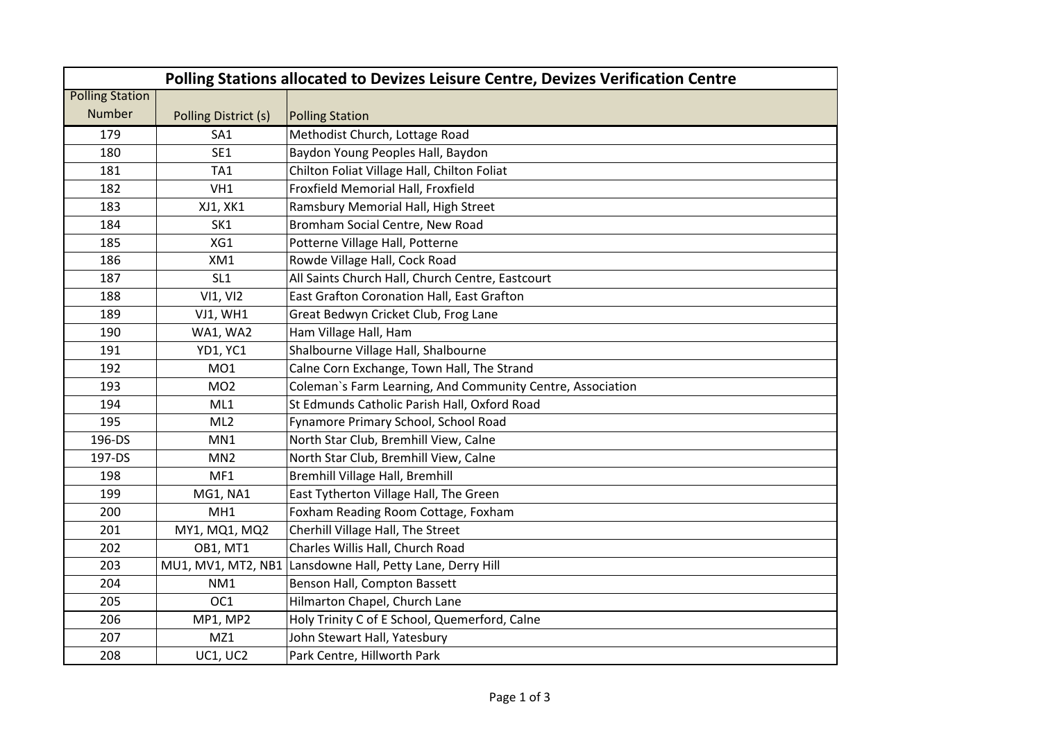| Polling Stations allocated to Devizes Leisure Centre, Devizes Verification Centre | | |
|---|---|---|
| Polling Station Number | Polling District (s) | Polling Station |
| 179 | SA1 | Methodist Church, Lottage Road |
| 180 | SE1 | Baydon Young Peoples Hall, Baydon |
| 181 | TA1 | Chilton Foliat Village Hall, Chilton Foliat |
| 182 | VH1 | Froxfield Memorial Hall, Froxfield |
| 183 | XJ1, XK1 | Ramsbury Memorial Hall, High Street |
| 184 | SK1 | Bromham Social Centre, New Road |
| 185 | XG1 | Potterne Village Hall, Potterne |
| 186 | XM1 | Rowde Village Hall, Cock Road |
| 187 | SL1 | All Saints Church Hall, Church Centre, Eastcourt |
| 188 | VI1, VI2 | East Grafton Coronation Hall, East Grafton |
| 189 | VJ1, WH1 | Great Bedwyn Cricket Club, Frog Lane |
| 190 | WA1, WA2 | Ham Village Hall, Ham |
| 191 | YD1, YC1 | Shalbourne Village Hall, Shalbourne |
| 192 | MO1 | Calne Corn Exchange, Town Hall, The Strand |
| 193 | MO2 | Coleman`s Farm Learning, And Community Centre, Association |
| 194 | ML1 | St Edmunds Catholic Parish Hall, Oxford Road |
| 195 | ML2 | Fynamore Primary School, School Road |
| 196-DS | MN1 | North Star Club, Bremhill View, Calne |
| 197-DS | MN2 | North Star Club, Bremhill View, Calne |
| 198 | MF1 | Bremhill Village Hall, Bremhill |
| 199 | MG1, NA1 | East Tytherton Village Hall, The Green |
| 200 | MH1 | Foxham Reading Room Cottage, Foxham |
| 201 | MY1, MQ1, MQ2 | Cherhill Village Hall, The Street |
| 202 | OB1, MT1 | Charles Willis Hall, Church Road |
| 203 | MU1, MV1, MT2, NB1 | Lansdowne Hall, Petty Lane, Derry Hill |
| 204 | NM1 | Benson Hall, Compton Bassett |
| 205 | OC1 | Hilmarton Chapel, Church Lane |
| 206 | MP1, MP2 | Holy Trinity C of E School, Quemerford, Calne |
| 207 | MZ1 | John Stewart Hall, Yatesbury |
| 208 | UC1, UC2 | Park Centre, Hillworth Park |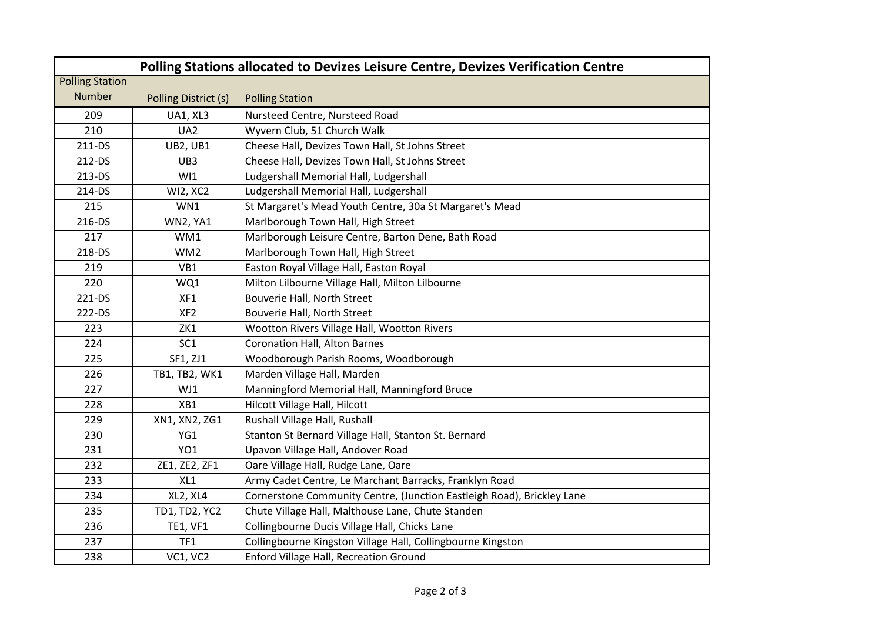## Polling Stations allocated to Devizes Leisure Centre, Devizes Verification Centre

| Polling Station Number | Polling District (s) | Polling Station |
|---|---|---|
| 209 | UA1, XL3 | Nursteed Centre, Nursteed Road |
| 210 | UA2 | Wyvern Club, 51 Church Walk |
| 211-DS | UB2, UB1 | Cheese Hall, Devizes Town Hall, St Johns Street |
| 212-DS | UB3 | Cheese Hall, Devizes Town Hall, St Johns Street |
| 213-DS | WI1 | Ludgershall Memorial Hall, Ludgershall |
| 214-DS | WI2, XC2 | Ludgershall Memorial Hall, Ludgershall |
| 215 | WN1 | St Margaret's Mead Youth Centre, 30a St Margaret's Mead |
| 216-DS | WN2, YA1 | Marlborough Town Hall, High Street |
| 217 | WM1 | Marlborough Leisure Centre, Barton Dene, Bath Road |
| 218-DS | WM2 | Marlborough Town Hall, High Street |
| 219 | VB1 | Easton Royal Village Hall, Easton Royal |
| 220 | WQ1 | Milton Lilbourne Village Hall, Milton Lilbourne |
| 221-DS | XF1 | Bouverie Hall, North Street |
| 222-DS | XF2 | Bouverie Hall, North Street |
| 223 | ZK1 | Wootton Rivers Village Hall, Wootton Rivers |
| 224 | SC1 | Coronation Hall, Alton Barnes |
| 225 | SF1, ZJ1 | Woodborough Parish Rooms, Woodborough |
| 226 | TB1, TB2, WK1 | Marden Village Hall, Marden |
| 227 | WJ1 | Manningford Memorial Hall, Manningford Bruce |
| 228 | XB1 | Hilcott Village Hall, Hilcott |
| 229 | XN1, XN2, ZG1 | Rushall Village Hall, Rushall |
| 230 | YG1 | Stanton St Bernard Village Hall, Stanton St. Bernard |
| 231 | YO1 | Upavon Village Hall, Andover Road |
| 232 | ZE1, ZE2, ZF1 | Oare Village Hall, Rudge Lane, Oare |
| 233 | XL1 | Army Cadet Centre, Le Marchant Barracks, Franklyn Road |
| 234 | XL2, XL4 | Cornerstone Community Centre, (Junction Eastleigh Road), Brickley Lane |
| 235 | TD1, TD2, YC2 | Chute Village Hall, Malthouse Lane, Chute Standen |
| 236 | TE1, VF1 | Collingbourne Ducis Village Hall, Chicks Lane |
| 237 | TF1 | Collingbourne Kingston Village Hall, Collingbourne Kingston |
| 238 | VC1, VC2 | Enford Village Hall, Recreation Ground |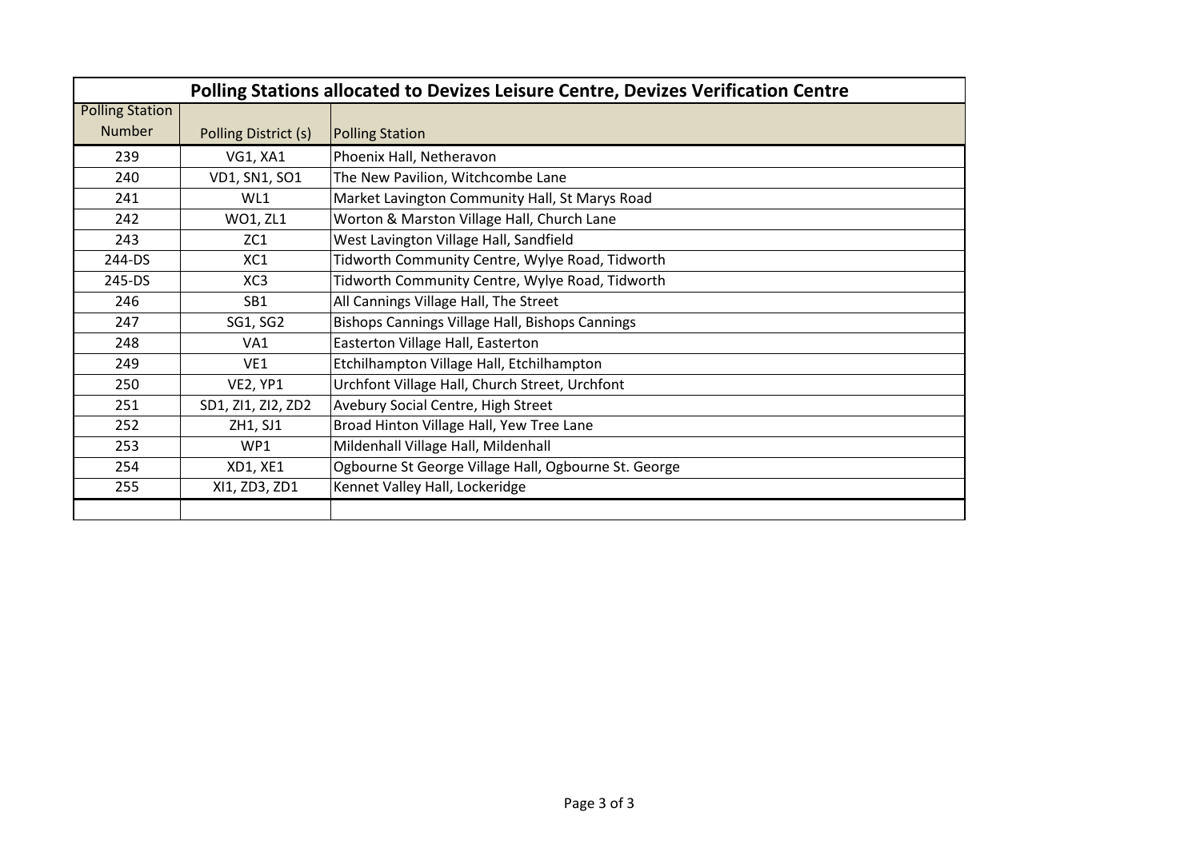| Polling Stations allocated to Devizes Leisure Centre, Devizes Verification Centre | | |
|---|---|---|
| Polling Station Number | Polling District (s) | Polling Station |
| 239 | VG1, XA1 | Phoenix Hall, Netheravon |
| 240 | VD1, SN1, SO1 | The New Pavilion, Witchcombe Lane |
| 241 | WL1 | Market Lavington Community Hall, St Marys Road |
| 242 | WO1, ZL1 | Worton & Marston Village Hall, Church Lane |
| 243 | ZC1 | West Lavington Village Hall, Sandfield |
| 244-DS | XC1 | Tidworth Community Centre, Wylye Road, Tidworth |
| 245-DS | XC3 | Tidworth Community Centre, Wylye Road, Tidworth |
| 246 | SB1 | All Cannings Village Hall, The Street |
| 247 | SG1, SG2 | Bishops Cannings Village Hall, Bishops Cannings |
| 248 | VA1 | Easterton Village Hall, Easterton |
| 249 | VE1 | Etchilhampton Village Hall, Etchilhampton |
| 250 | VE2, YP1 | Urchfont Village Hall, Church Street, Urchfont |
| 251 | SD1, ZI1, ZI2, ZD2 | Avebury Social Centre, High Street |
| 252 | ZH1, SJ1 | Broad Hinton Village Hall, Yew Tree Lane |
| 253 | WP1 | Mildenhall Village Hall, Mildenhall |
| 254 | XD1, XE1 | Ogbourne St George Village Hall, Ogbourne St. George |
| 255 | XI1, ZD3, ZD1 | Kennet Valley Hall, Lockeridge |
| | | |